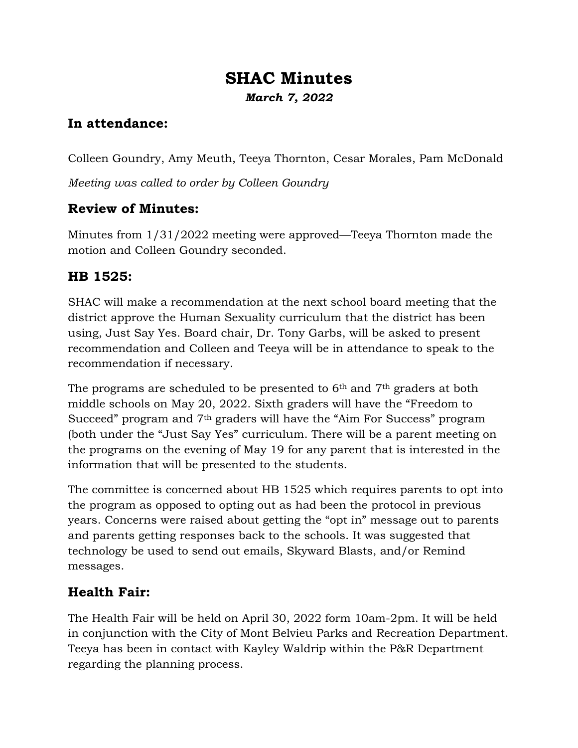# SHAC Minutes

***March 7, 2022***

## In attendance:

Colleen Goundry, Amy Meuth, Teeya Thornton, Cesar Morales, Pam McDonald

*Meeting was called to order by Colleen Goundry*

## Review of Minutes:

Minutes from 1/31/2022 meeting were approved—Teeya Thornton made the motion and Colleen Goundry seconded.

## HB 1525:

SHAC will make a recommendation at the next school board meeting that the district approve the Human Sexuality curriculum that the district has been using, Just Say Yes. Board chair, Dr. Tony Garbs, will be asked to present recommendation and Colleen and Teeya will be in attendance to speak to the recommendation if necessary.

The programs are scheduled to be presented to 6th and 7th graders at both middle schools on May 20, 2022. Sixth graders will have the "Freedom to Succeed" program and 7th graders will have the "Aim For Success" program (both under the "Just Say Yes" curriculum. There will be a parent meeting on the programs on the evening of May 19 for any parent that is interested in the information that will be presented to the students.

The committee is concerned about HB 1525 which requires parents to opt into the program as opposed to opting out as had been the protocol in previous years. Concerns were raised about getting the "opt in" message out to parents and parents getting responses back to the schools. It was suggested that technology be used to send out emails, Skyward Blasts, and/or Remind messages.

## Health Fair:

The Health Fair will be held on April 30, 2022 form 10am-2pm. It will be held in conjunction with the City of Mont Belvieu Parks and Recreation Department. Teeya has been in contact with Kayley Waldrip within the P&R Department regarding the planning process.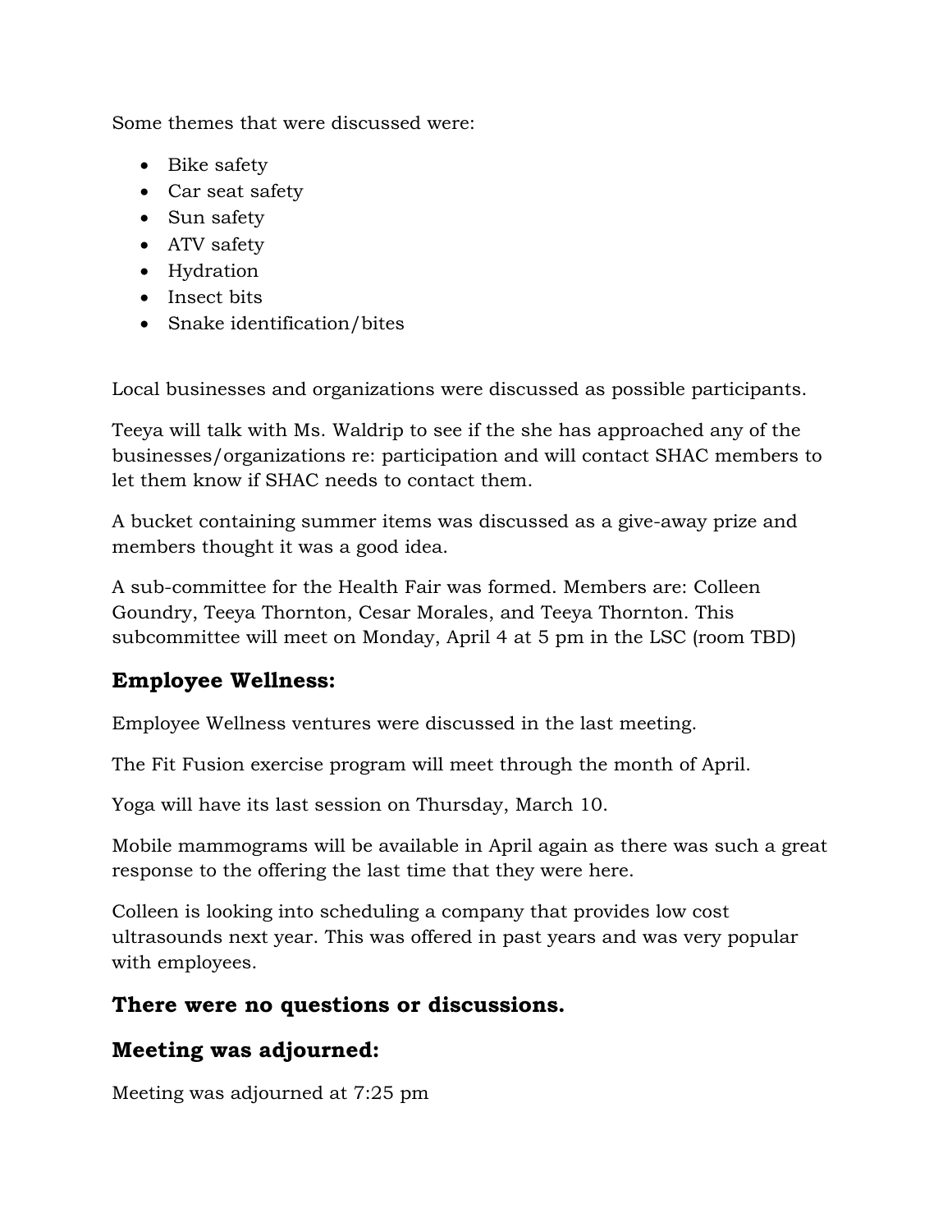Some themes that were discussed were:

- Bike safety
- Car seat safety
- Sun safety
- ATV safety
- Hydration
- Insect bits
- Snake identification/bites

Local businesses and organizations were discussed as possible participants.

Teeya will talk with Ms. Waldrip to see if the she has approached any of the businesses/organizations re: participation and will contact SHAC members to let them know if SHAC needs to contact them.

A bucket containing summer items was discussed as a give-away prize and members thought it was a good idea.

A sub-committee for the Health Fair was formed. Members are: Colleen Goundry, Teeya Thornton, Cesar Morales, and Teeya Thornton. This subcommittee will meet on Monday, April 4 at 5 pm in the LSC (room TBD)

## Employee Wellness:

Employee Wellness ventures were discussed in the last meeting.

The Fit Fusion exercise program will meet through the month of April.

Yoga will have its last session on Thursday, March 10.

Mobile mammograms will be available in April again as there was such a great response to the offering the last time that they were here.

Colleen is looking into scheduling a company that provides low cost ultrasounds next year. This was offered in past years and was very popular with employees.

## There were no questions or discussions.

## Meeting was adjourned:

Meeting was adjourned at 7:25 pm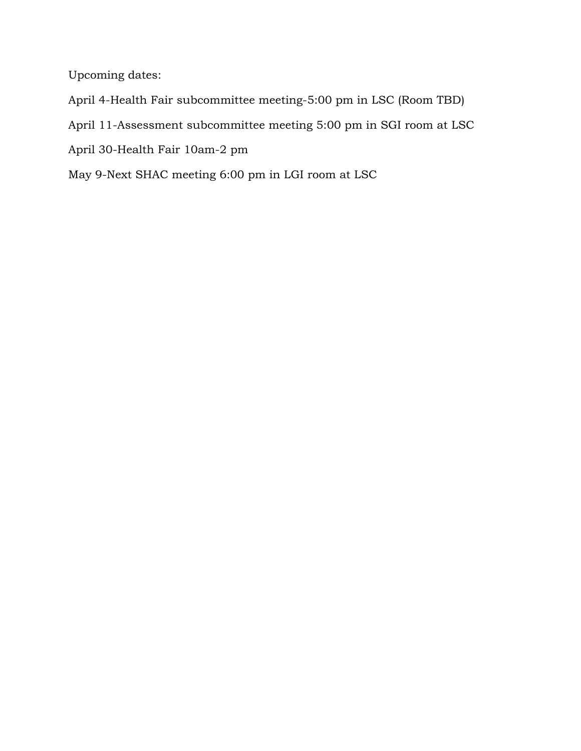Upcoming dates:

April 4-Health Fair subcommittee meeting-5:00 pm in LSC (Room TBD)

April 11-Assessment subcommittee meeting 5:00 pm in SGI room at LSC

April 30-Health Fair 10am-2 pm

May 9-Next SHAC meeting 6:00 pm in LGI room at LSC